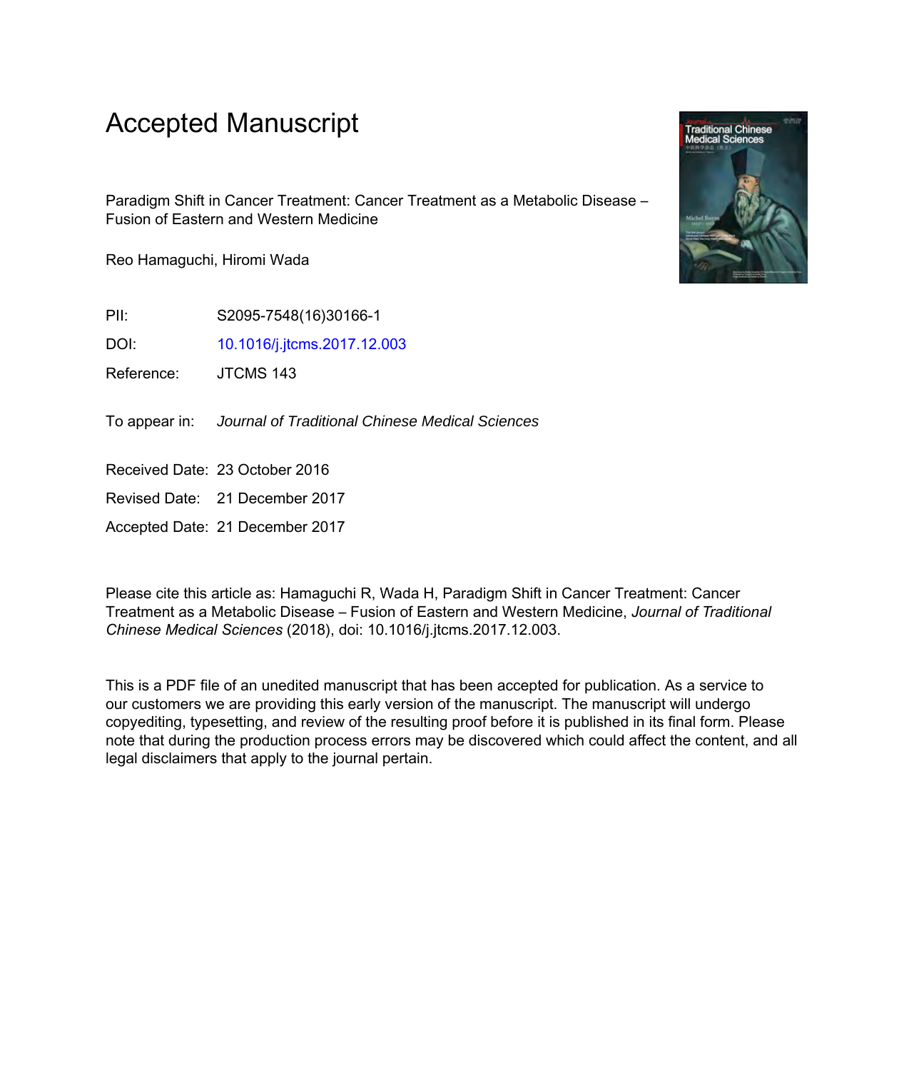# Accepted Manuscript

Paradigm Shift in Cancer Treatment: Cancer Treatment as a Metabolic Disease – Fusion of Eastern and Western Medicine

Reo Hamaguchi, Hiromi Wada

PII: S2095-7548(16)30166-1

DOI: 10.1016/j.jtcms.2017.12.003

Reference: JTCMS 143

To appear in: *Journal of Traditional Chinese Medical Sciences*

Received Date: 23 October 2016

Revised Date: 21 December 2017

Accepted Date: 21 December 2017

Please cite this article as: Hamaguchi R, Wada H, Paradigm Shift in Cancer Treatment: Cancer Treatment as a Metabolic Disease – Fusion of Eastern and Western Medicine, *Journal of Traditional Chinese Medical Sciences* (2018), doi: 10.1016/j.jtcms.2017.12.003.

This is a PDF file of an unedited manuscript that has been accepted for publication. As a service to our customers we are providing this early version of the manuscript. The manuscript will undergo copyediting, typesetting, and review of the resulting proof before it is published in its final form. Please note that during the production process errors may be discovered which could affect the content, and all legal disclaimers that apply to the journal pertain.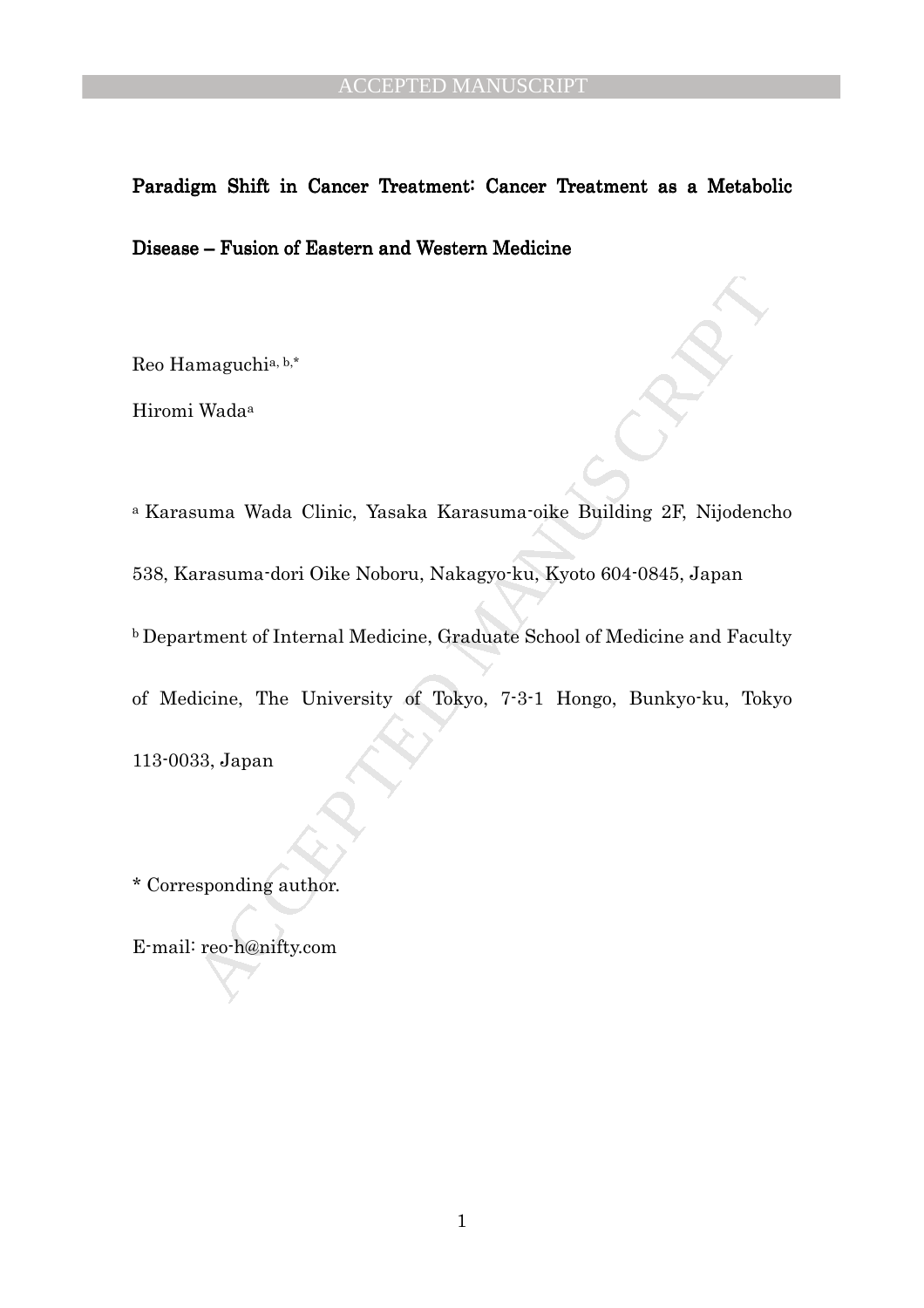# Paradigm Shift in Cancer Treatment: Cancer Treatment as a Metabolic Disease – Fusion of Eastern and Western Medicine

Reo Hamaguchi[a, b,*]

Hiromi Wada[a]

[a] Karasuma Wada Clinic, Yasaka Karasuma-oike Building 2F, Nijodencho 538, Karasuma-dori Oike Noboru, Nakagyo-ku, Kyoto 604-0845, Japan

[b] Department of Internal Medicine, Graduate School of Medicine and Faculty of Medicine, The University of Tokyo, 7-3-1 Hongo, Bunkyo-ku, Tokyo 113-0033, Japan

* Corresponding author.

E-mail: reo-h@nifty.com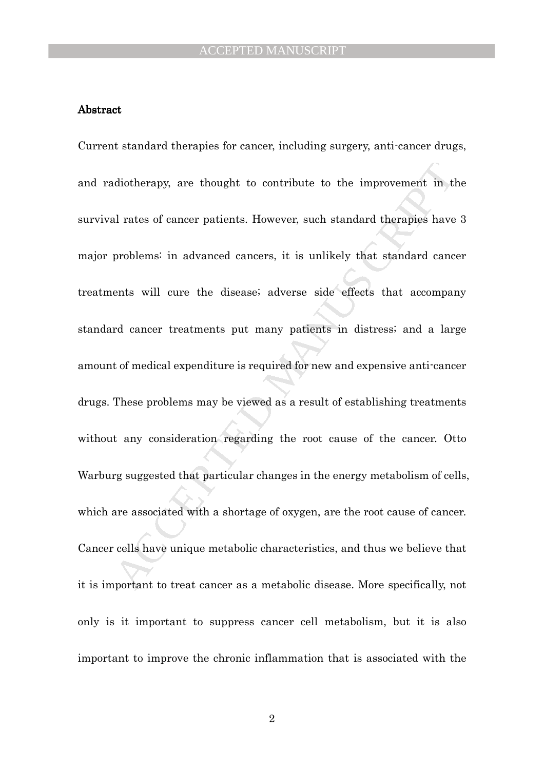## Abstract

Current standard therapies for cancer, including surgery, anti-cancer drugs, and radiotherapy, are thought to contribute to the improvement in the survival rates of cancer patients. However, such standard therapies have 3 major problems: in advanced cancers, it is unlikely that standard cancer treatments will cure the disease; adverse side effects that accompany standard cancer treatments put many patients in distress; and a large amount of medical expenditure is required for new and expensive anti-cancer drugs. These problems may be viewed as a result of establishing treatments without any consideration regarding the root cause of the cancer. Otto Warburg suggested that particular changes in the energy metabolism of cells, which are associated with a shortage of oxygen, are the root cause of cancer. Cancer cells have unique metabolic characteristics, and thus we believe that it is important to treat cancer as a metabolic disease. More specifically, not only is it important to suppress cancer cell metabolism, but it is also important to improve the chronic inflammation that is associated with the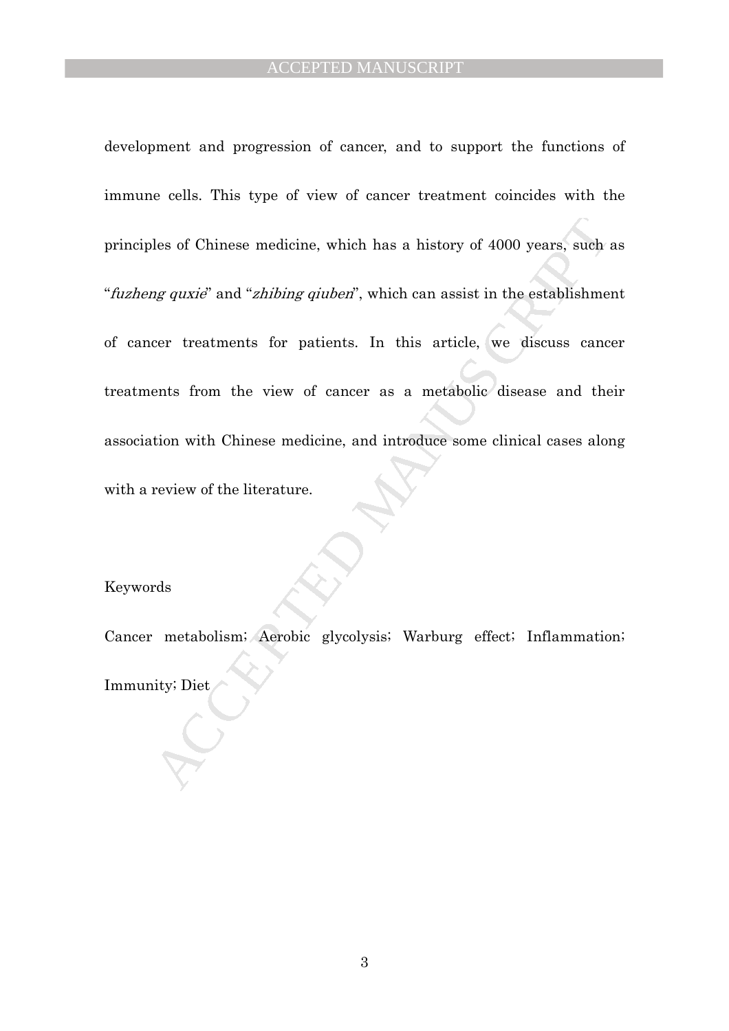development and progression of cancer, and to support the functions of immune cells. This type of view of cancer treatment coincides with the principles of Chinese medicine, which has a history of 4000 years, such as "*fuzheng quxie*" and "*zhibing qiuben*", which can assist in the establishment of cancer treatments for patients. In this article, we discuss cancer treatments from the view of cancer as a metabolic disease and their association with Chinese medicine, and introduce some clinical cases along with a review of the literature.

Keywords

Cancer metabolism; Aerobic glycolysis; Warburg effect; Inflammation; Immunity; Diet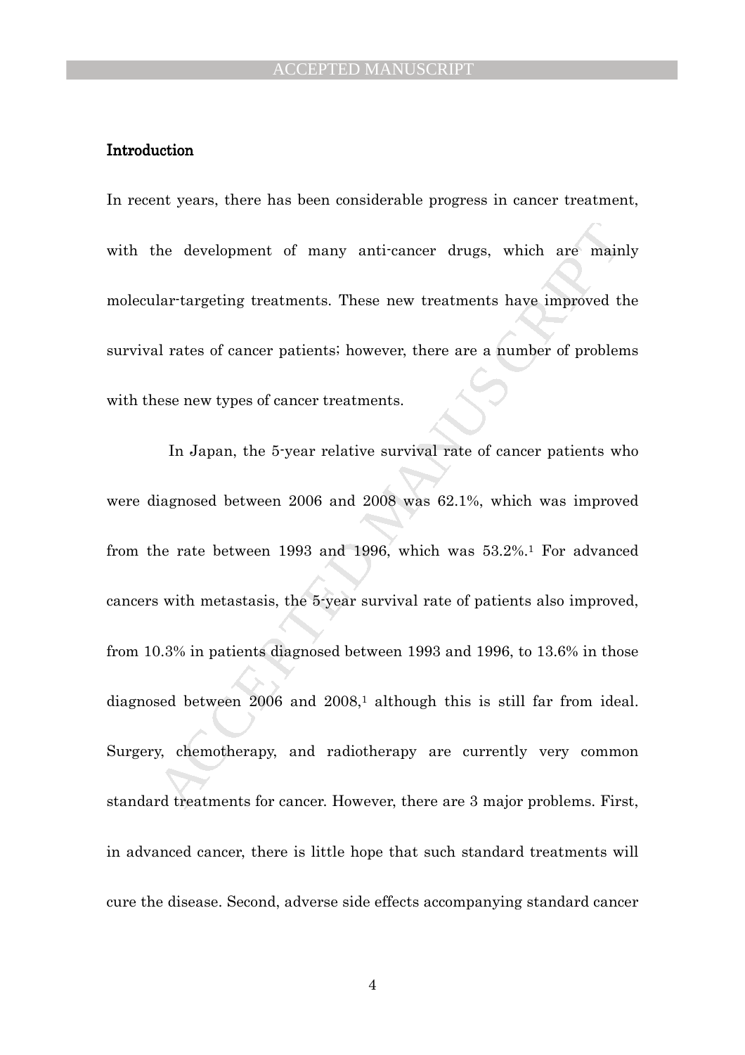## Introduction

In recent years, there has been considerable progress in cancer treatment, with the development of many anti-cancer drugs, which are mainly molecular-targeting treatments. These new treatments have improved the survival rates of cancer patients; however, there are a number of problems with these new types of cancer treatments.

In Japan, the 5-year relative survival rate of cancer patients who were diagnosed between 2006 and 2008 was 62.1%, which was improved from the rate between 1993 and 1996, which was 53.2%.[1] For advanced cancers with metastasis, the 5-year survival rate of patients also improved, from 10.3% in patients diagnosed between 1993 and 1996, to 13.6% in those diagnosed between 2006 and 2008,[1] although this is still far from ideal. Surgery, chemotherapy, and radiotherapy are currently very common standard treatments for cancer. However, there are 3 major problems. First, in advanced cancer, there is little hope that such standard treatments will cure the disease. Second, adverse side effects accompanying standard cancer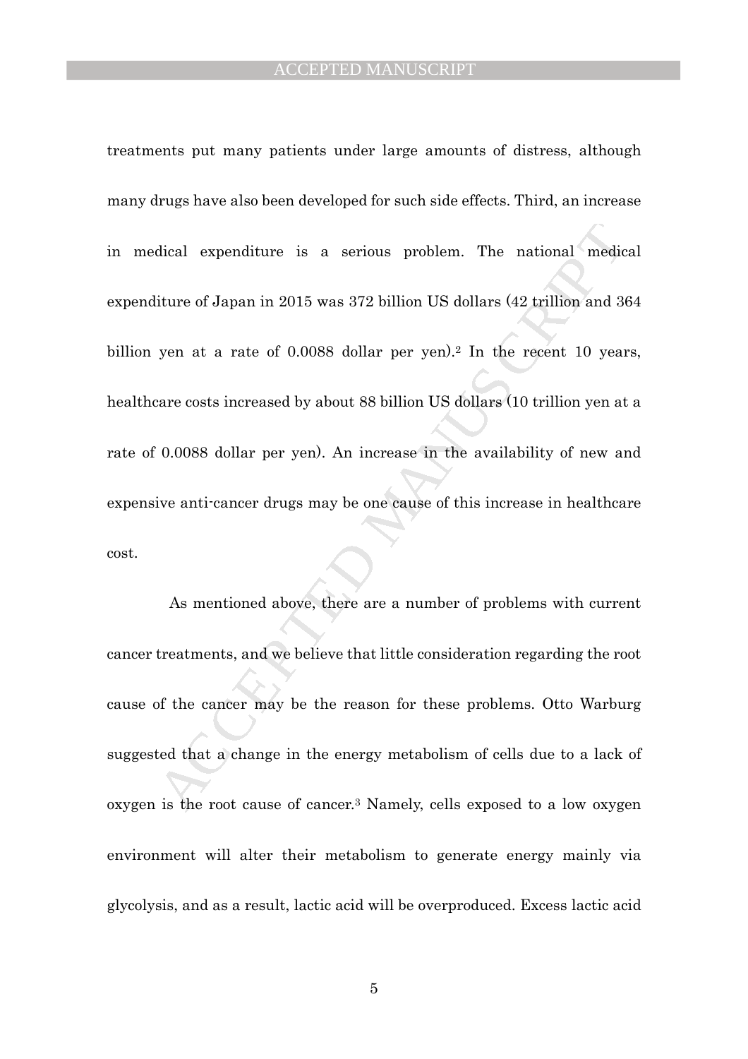treatments put many patients under large amounts of distress, although many drugs have also been developed for such side effects. Third, an increase in medical expenditure is a serious problem. The national medical expenditure of Japan in 2015 was 372 billion US dollars (42 trillion and 364 billion yen at a rate of 0.0088 dollar per yen).[2] In the recent 10 years, healthcare costs increased by about 88 billion US dollars (10 trillion yen at a rate of 0.0088 dollar per yen). An increase in the availability of new and expensive anti-cancer drugs may be one cause of this increase in healthcare cost.

As mentioned above, there are a number of problems with current cancer treatments, and we believe that little consideration regarding the root cause of the cancer may be the reason for these problems. Otto Warburg suggested that a change in the energy metabolism of cells due to a lack of oxygen is the root cause of cancer.[3] Namely, cells exposed to a low oxygen environment will alter their metabolism to generate energy mainly via glycolysis, and as a result, lactic acid will be overproduced. Excess lactic acid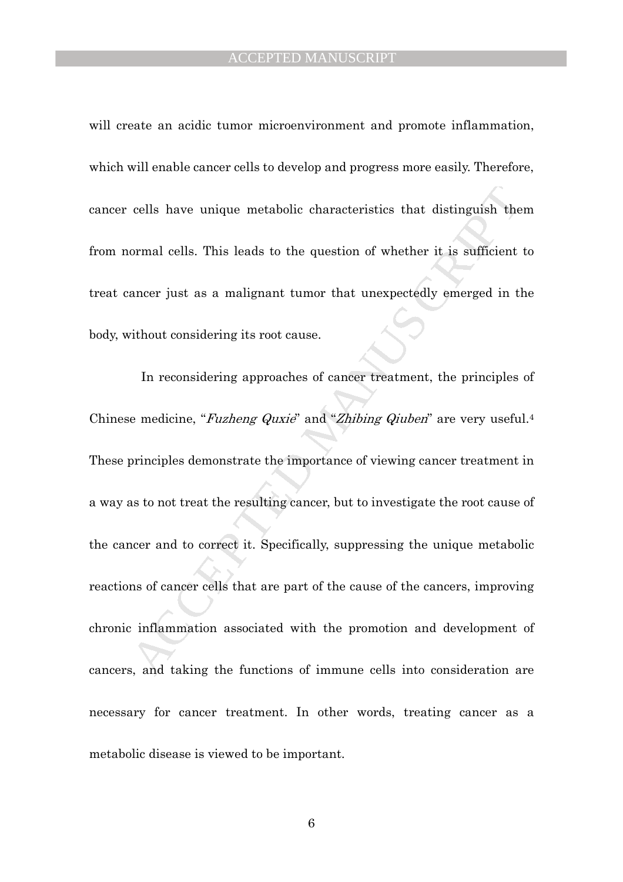will create an acidic tumor microenvironment and promote inflammation, which will enable cancer cells to develop and progress more easily. Therefore, cancer cells have unique metabolic characteristics that distinguish them from normal cells. This leads to the question of whether it is sufficient to treat cancer just as a malignant tumor that unexpectedly emerged in the body, without considering its root cause.

In reconsidering approaches of cancer treatment, the principles of Chinese medicine, "*Fuzheng Quxie*" and "*Zhibing Qiuben*" are very useful.[4] These principles demonstrate the importance of viewing cancer treatment in a way as to not treat the resulting cancer, but to investigate the root cause of the cancer and to correct it. Specifically, suppressing the unique metabolic reactions of cancer cells that are part of the cause of the cancers, improving chronic inflammation associated with the promotion and development of cancers, and taking the functions of immune cells into consideration are necessary for cancer treatment. In other words, treating cancer as a metabolic disease is viewed to be important.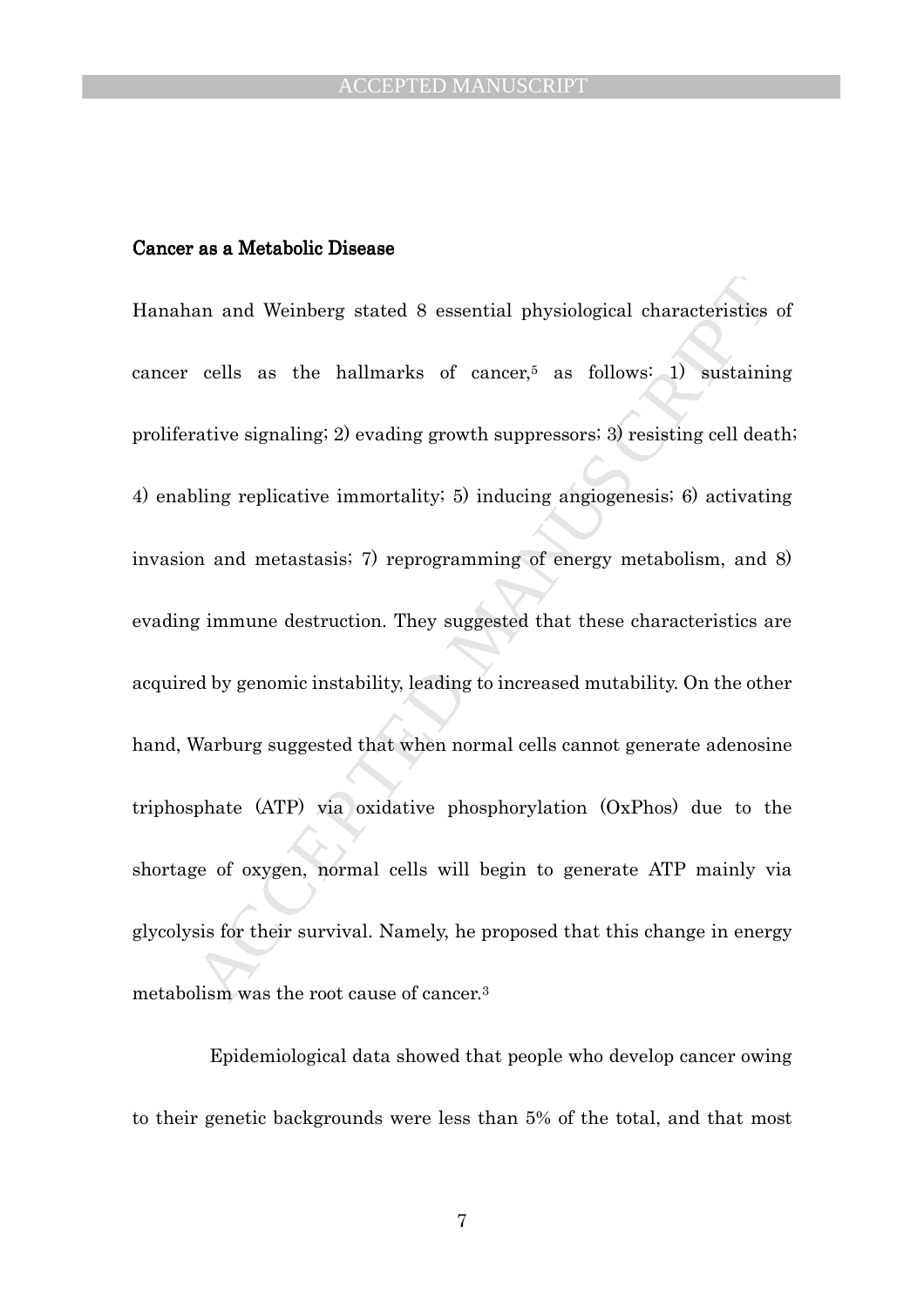**Cancer as a Metabolic Disease**

Hanahan and Weinberg stated 8 essential physiological characteristics of cancer cells as the hallmarks of cancer,[5] as follows: 1) sustaining proliferative signaling; 2) evading growth suppressors; 3) resisting cell death; 4) enabling replicative immortality; 5) inducing angiogenesis; 6) activating invasion and metastasis; 7) reprogramming of energy metabolism, and 8) evading immune destruction. They suggested that these characteristics are acquired by genomic instability, leading to increased mutability. On the other hand, Warburg suggested that when normal cells cannot generate adenosine triphosphate (ATP) via oxidative phosphorylation (OxPhos) due to the shortage of oxygen, normal cells will begin to generate ATP mainly via glycolysis for their survival. Namely, he proposed that this change in energy metabolism was the root cause of cancer.[3]

Epidemiological data showed that people who develop cancer owing to their genetic backgrounds were less than 5% of the total, and that most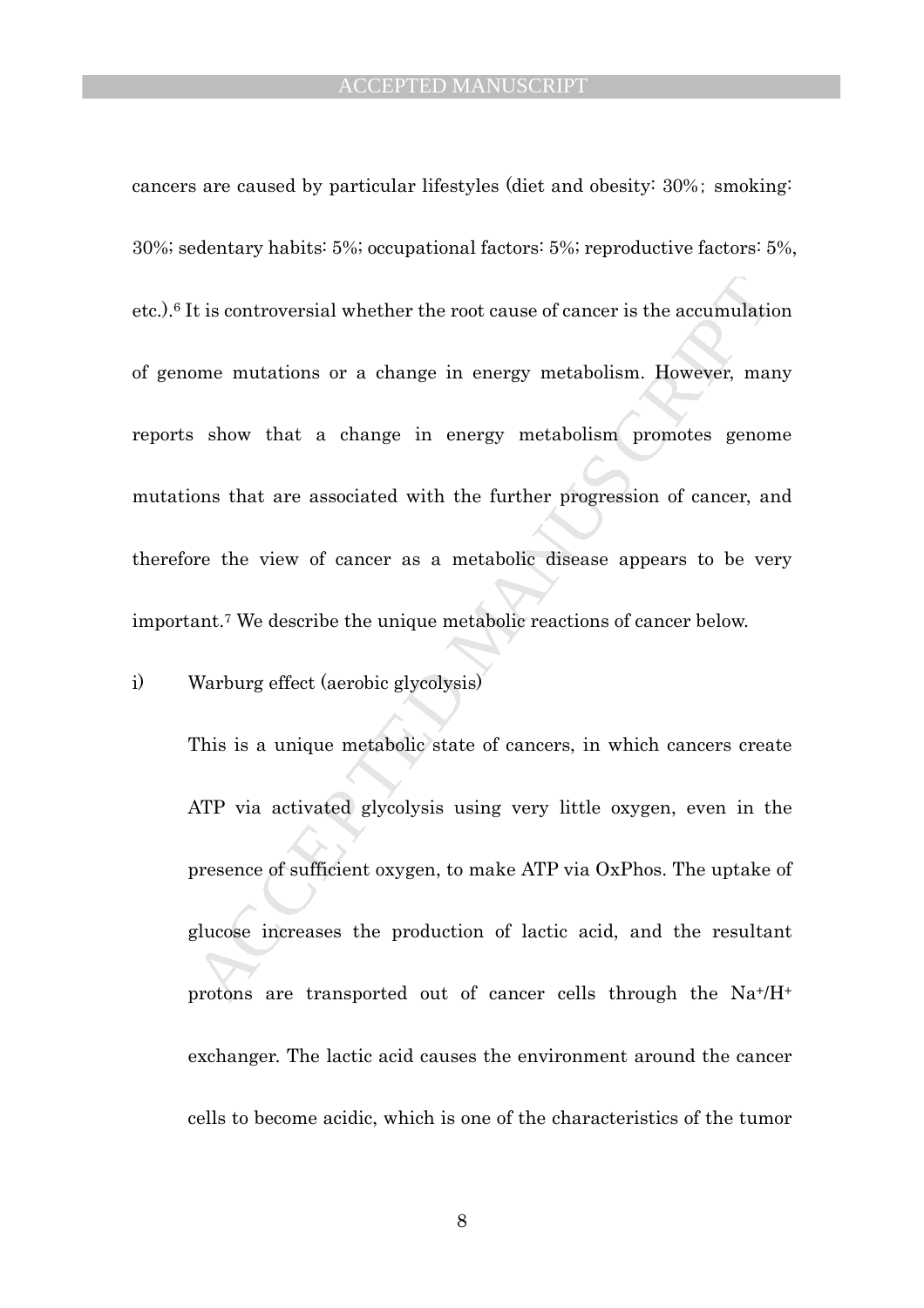cancers are caused by particular lifestyles (diet and obesity: 30%; smoking: 30%; sedentary habits: 5%; occupational factors: 5%; reproductive factors: 5%, etc.).[6] It is controversial whether the root cause of cancer is the accumulation of genome mutations or a change in energy metabolism. However, many reports show that a change in energy metabolism promotes genome mutations that are associated with the further progression of cancer, and therefore the view of cancer as a metabolic disease appears to be very important.[7] We describe the unique metabolic reactions of cancer below.

i) Warburg effect (aerobic glycolysis)

This is a unique metabolic state of cancers, in which cancers create ATP via activated glycolysis using very little oxygen, even in the presence of sufficient oxygen, to make ATP via OxPhos. The uptake of glucose increases the production of lactic acid, and the resultant protons are transported out of cancer cells through the $Na^{+}/H^{+}$ exchanger. The lactic acid causes the environment around the cancer cells to become acidic, which is one of the characteristics of the tumor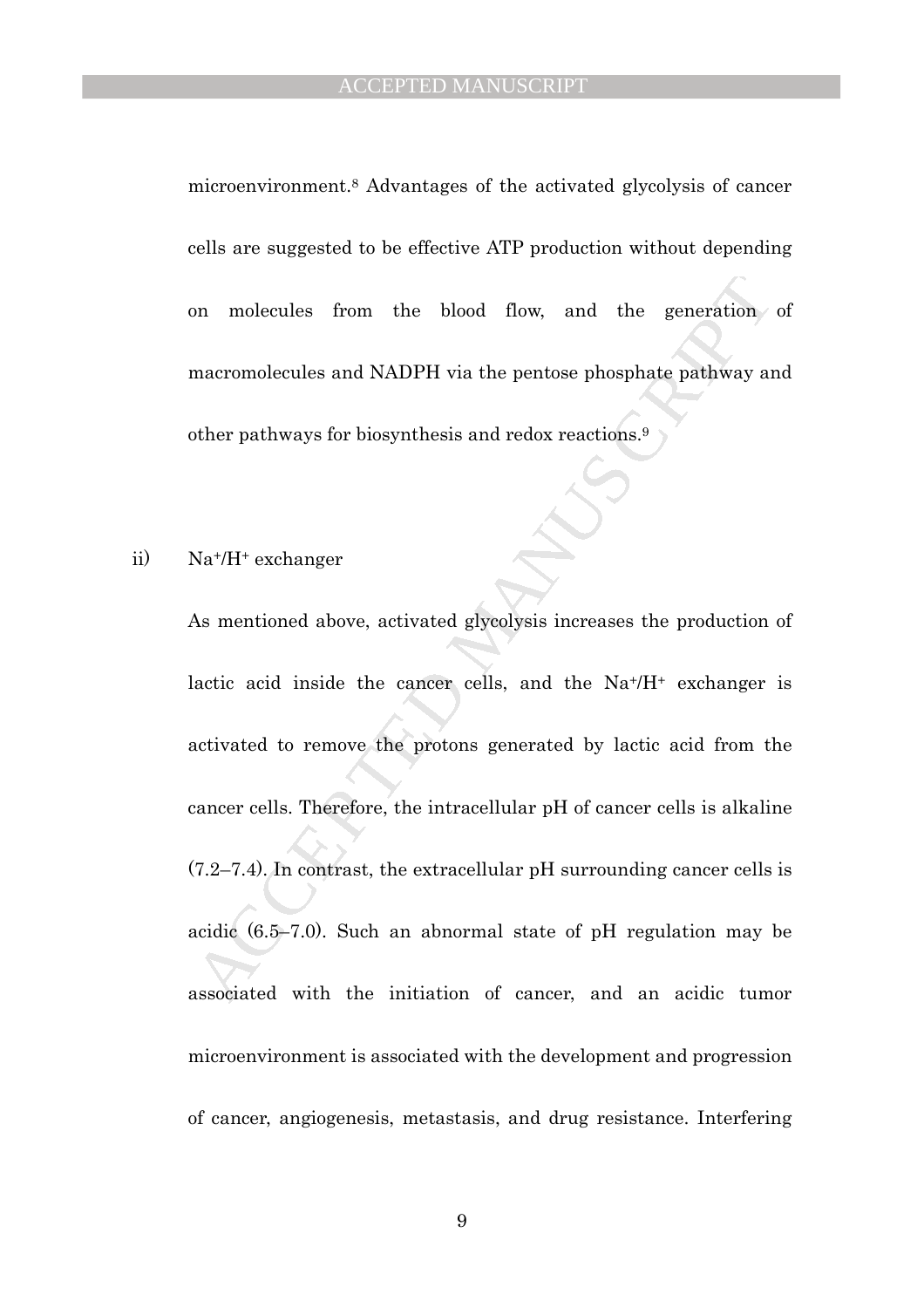microenvironment.[8] Advantages of the activated glycolysis of cancer cells are suggested to be effective ATP production without depending on molecules from the blood flow, and the generation of macromolecules and NADPH via the pentose phosphate pathway and other pathways for biosynthesis and redox reactions.[9]

ii) $Na^+/H^+$ exchanger

As mentioned above, activated glycolysis increases the production of lactic acid inside the cancer cells, and the $Na^+/H^+$ exchanger is activated to remove the protons generated by lactic acid from the cancer cells. Therefore, the intracellular pH of cancer cells is alkaline (7.2–7.4). In contrast, the extracellular pH surrounding cancer cells is acidic (6.5–7.0). Such an abnormal state of pH regulation may be associated with the initiation of cancer, and an acidic tumor microenvironment is associated with the development and progression of cancer, angiogenesis, metastasis, and drug resistance. Interfering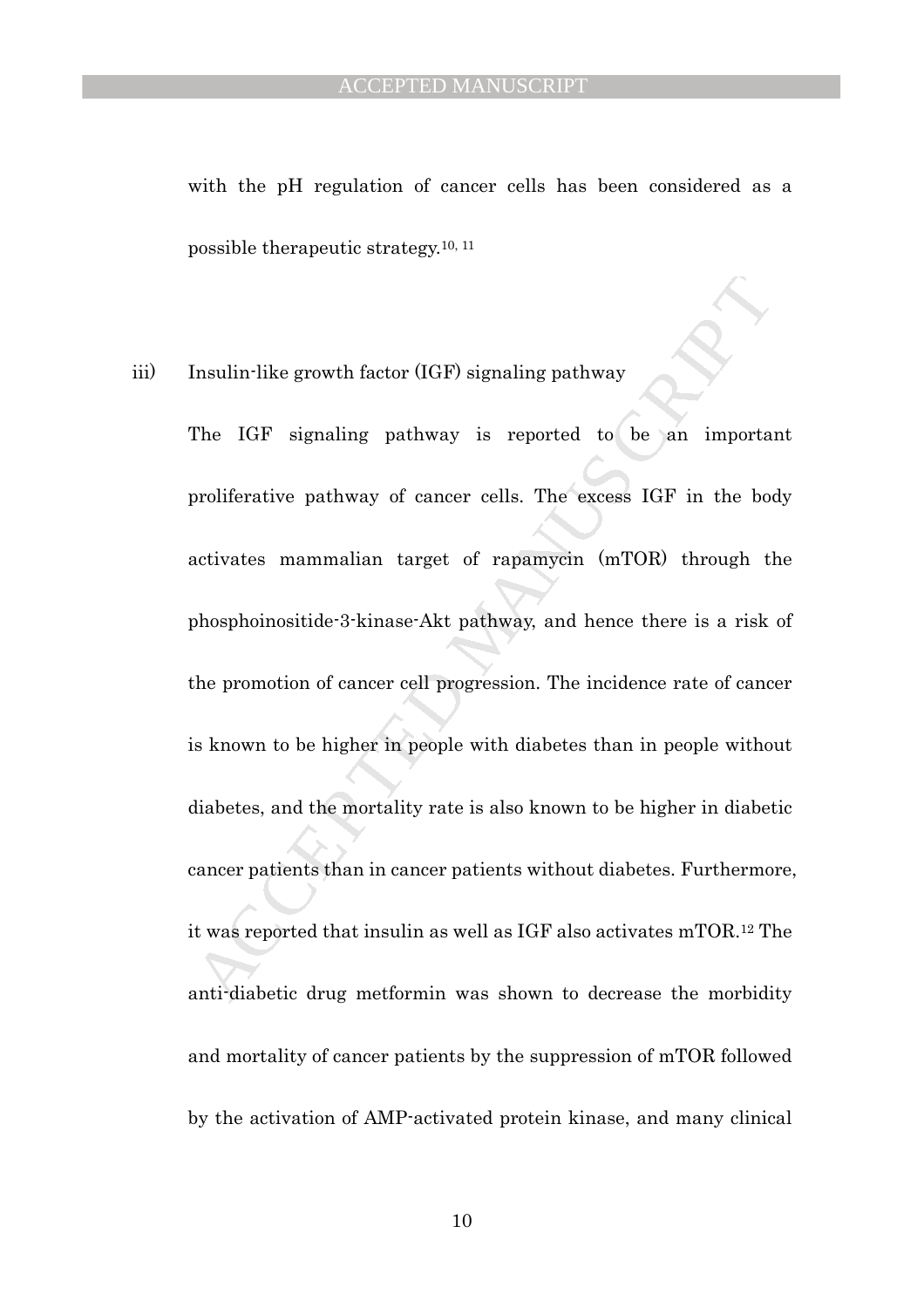with the pH regulation of cancer cells has been considered as a possible therapeutic strategy.[10, 11]

iii) Insulin-like growth factor (IGF) signaling pathway

The IGF signaling pathway is reported to be an important proliferative pathway of cancer cells. The excess IGF in the body activates mammalian target of rapamycin (mTOR) through the phosphoinositide-3-kinase-Akt pathway, and hence there is a risk of the promotion of cancer cell progression. The incidence rate of cancer is known to be higher in people with diabetes than in people without diabetes, and the mortality rate is also known to be higher in diabetic cancer patients than in cancer patients without diabetes. Furthermore, it was reported that insulin as well as IGF also activates mTOR.[12] The anti-diabetic drug metformin was shown to decrease the morbidity and mortality of cancer patients by the suppression of mTOR followed by the activation of AMP-activated protein kinase, and many clinical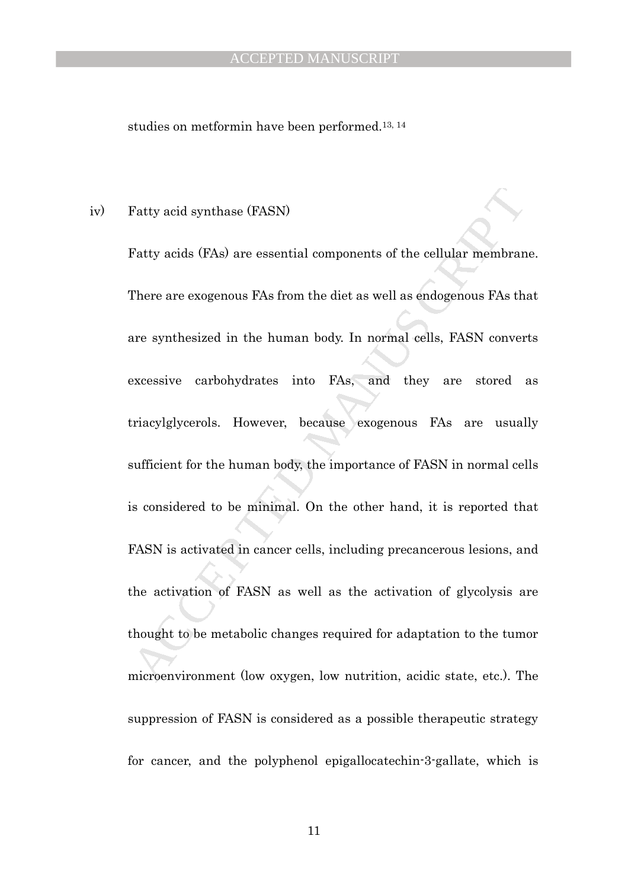studies on metformin have been performed.[13, 14]

iv) Fatty acid synthase (FASN)

Fatty acids (FAs) are essential components of the cellular membrane. There are exogenous FAs from the diet as well as endogenous FAs that are synthesized in the human body. In normal cells, FASN converts excessive carbohydrates into FAs, and they are stored as triacylglycerols. However, because exogenous FAs are usually sufficient for the human body, the importance of FASN in normal cells is considered to be minimal. On the other hand, it is reported that FASN is activated in cancer cells, including precancerous lesions, and the activation of FASN as well as the activation of glycolysis are thought to be metabolic changes required for adaptation to the tumor microenvironment (low oxygen, low nutrition, acidic state, etc.). The suppression of FASN is considered as a possible therapeutic strategy for cancer, and the polyphenol epigallocatechin-3-gallate, which is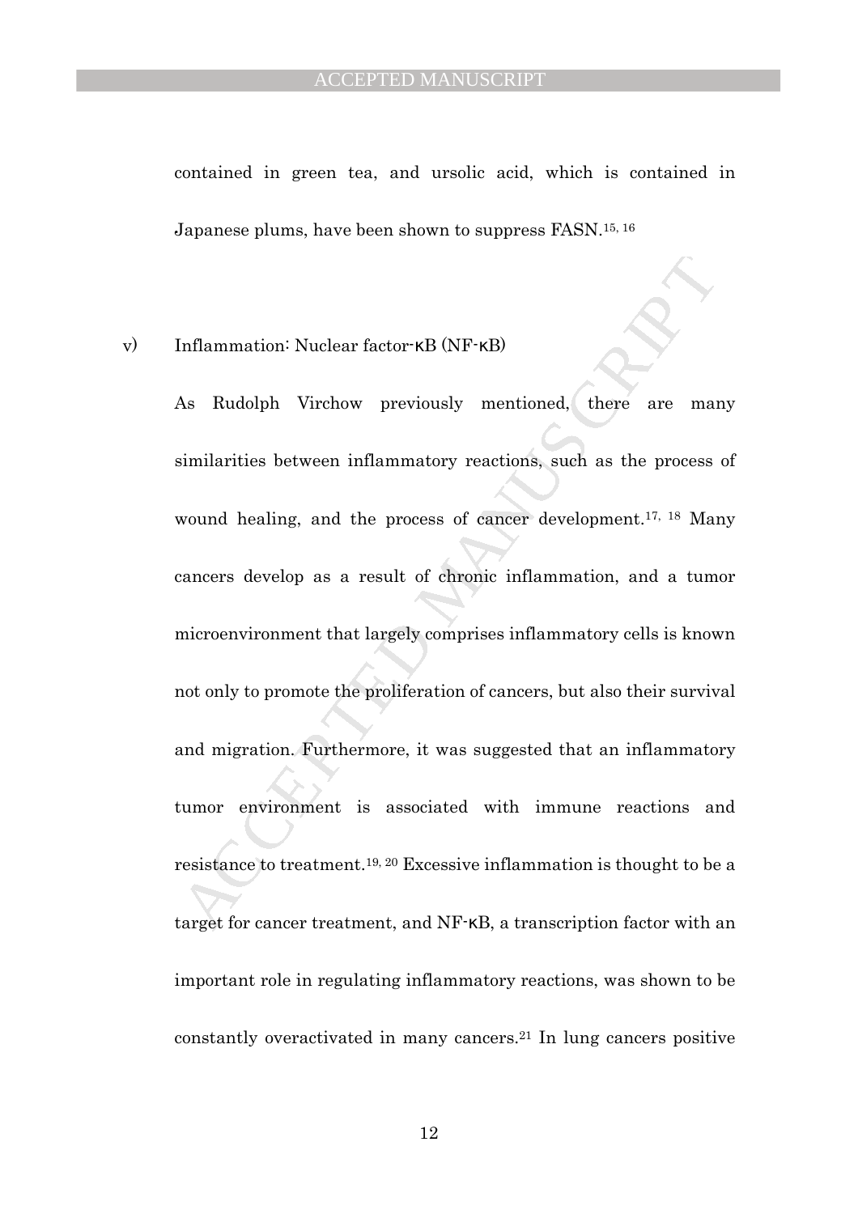contained in green tea, and ursolic acid, which is contained in Japanese plums, have been shown to suppress FASN.[15, 16]

v) Inflammation: Nuclear factor-κB (NF-κB)

As Rudolph Virchow previously mentioned, there are many similarities between inflammatory reactions, such as the process of wound healing, and the process of cancer development.[17, 18] Many cancers develop as a result of chronic inflammation, and a tumor microenvironment that largely comprises inflammatory cells is known not only to promote the proliferation of cancers, but also their survival and migration. Furthermore, it was suggested that an inflammatory tumor environment is associated with immune reactions and resistance to treatment.[19, 20] Excessive inflammation is thought to be a target for cancer treatment, and NF-κB, a transcription factor with an important role in regulating inflammatory reactions, was shown to be constantly overactivated in many cancers.[21] In lung cancers positive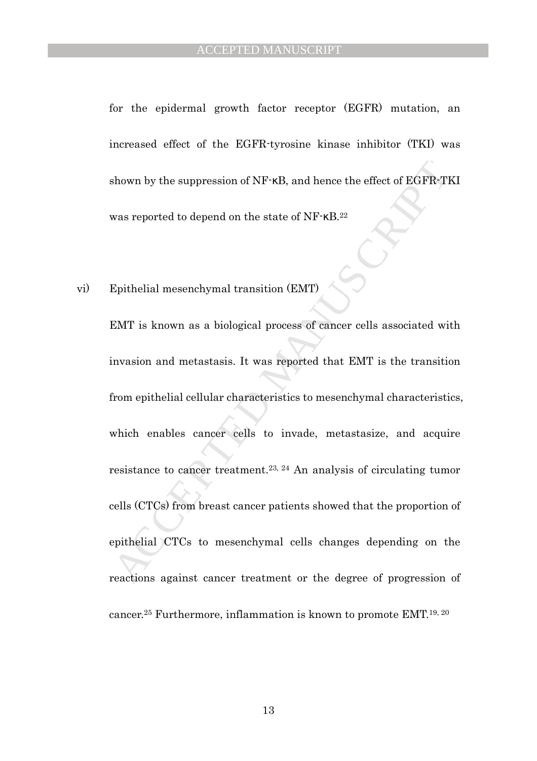for the epidermal growth factor receptor (EGFR) mutation, an increased effect of the EGFR-tyrosine kinase inhibitor (TKI) was shown by the suppression of NF-κB, and hence the effect of EGFR-TKI was reported to depend on the state of NF-κB.[22]

vi) Epithelial mesenchymal transition (EMT)

EMT is known as a biological process of cancer cells associated with invasion and metastasis. It was reported that EMT is the transition from epithelial cellular characteristics to mesenchymal characteristics, which enables cancer cells to invade, metastasize, and acquire resistance to cancer treatment.[23, 24] An analysis of circulating tumor cells (CTCs) from breast cancer patients showed that the proportion of epithelial CTCs to mesenchymal cells changes depending on the reactions against cancer treatment or the degree of progression of cancer.[25] Furthermore, inflammation is known to promote EMT.[19, 20]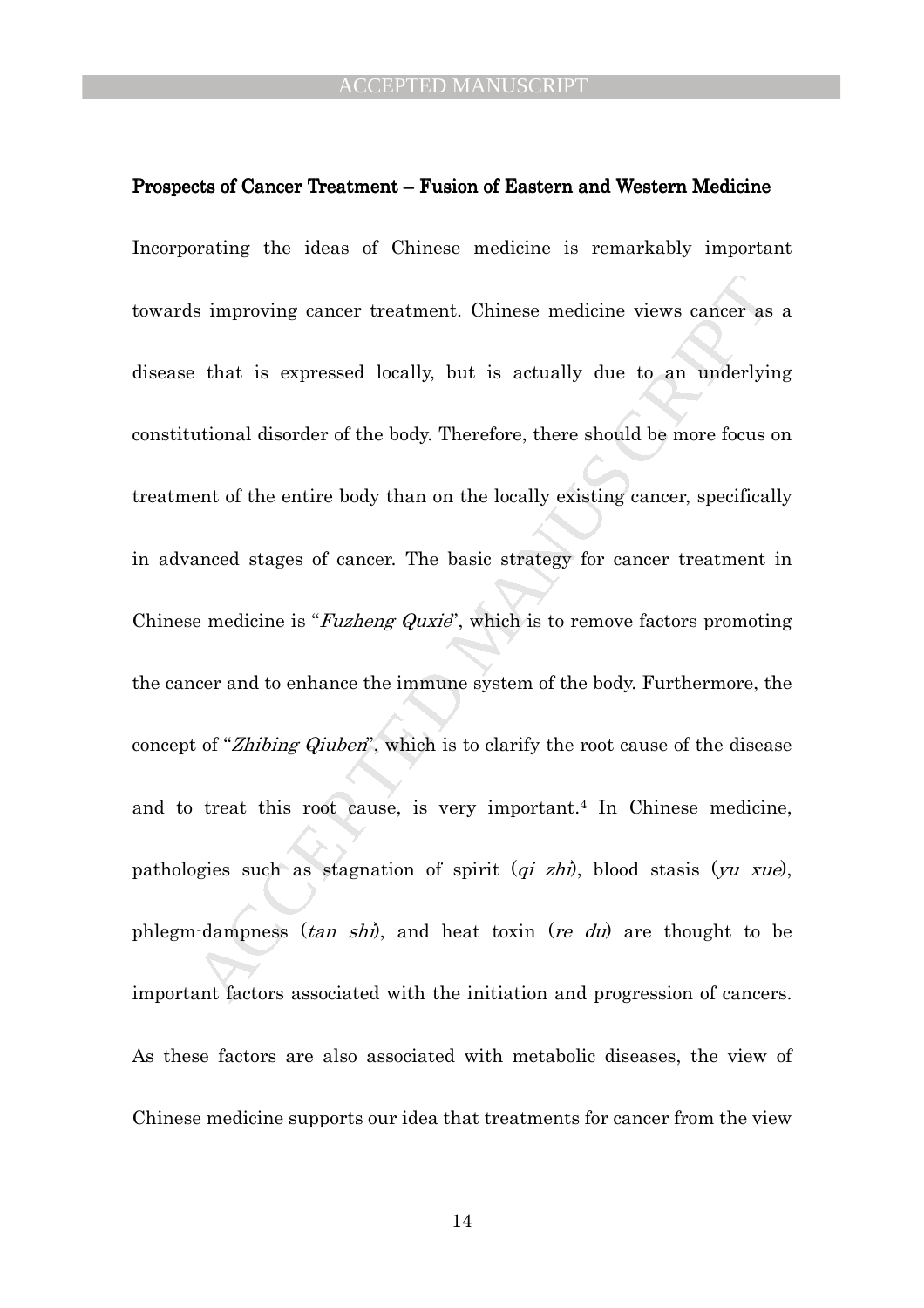### **Prospects of Cancer Treatment – Fusion of Eastern and Western Medicine**

Incorporating the ideas of Chinese medicine is remarkably important towards improving cancer treatment. Chinese medicine views cancer as a disease that is expressed locally, but is actually due to an underlying constitutional disorder of the body. Therefore, there should be more focus on treatment of the entire body than on the locally existing cancer, specifically in advanced stages of cancer. The basic strategy for cancer treatment in Chinese medicine is "*Fuzheng Quxie*", which is to remove factors promoting the cancer and to enhance the immune system of the body. Furthermore, the concept of "*Zhibing Qiuben*", which is to clarify the root cause of the disease and to treat this root cause, is very important.[4] In Chinese medicine, pathologies such as stagnation of spirit (*qi zhi*), blood stasis (*yu xue*), phlegm-dampness (*tan shi*), and heat toxin (*re du*) are thought to be important factors associated with the initiation and progression of cancers. As these factors are also associated with metabolic diseases, the view of Chinese medicine supports our idea that treatments for cancer from the view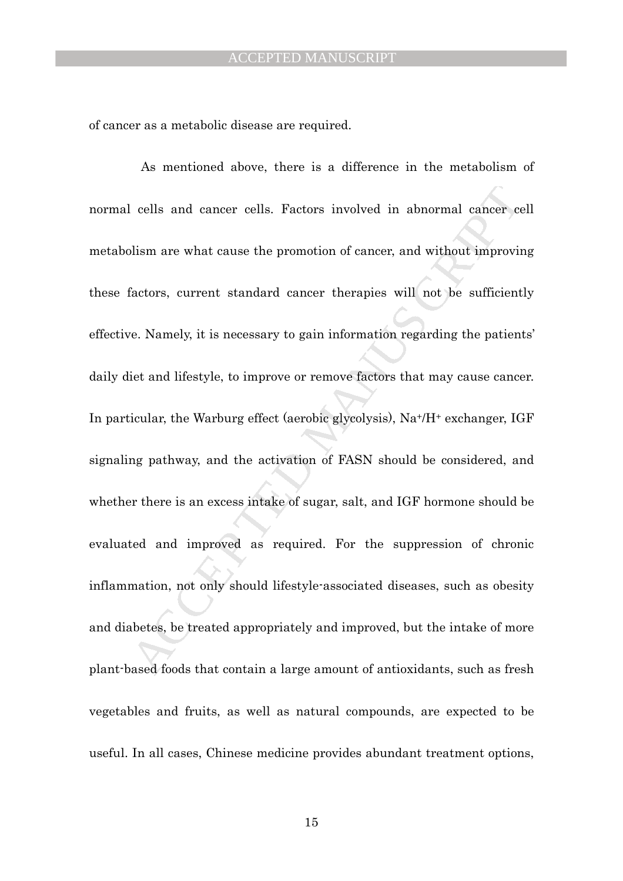of cancer as a metabolic disease are required.

As mentioned above, there is a difference in the metabolism of normal cells and cancer cells. Factors involved in abnormal cancer cell metabolism are what cause the promotion of cancer, and without improving these factors, current standard cancer therapies will not be sufficiently effective. Namely, it is necessary to gain information regarding the patients' daily diet and lifestyle, to improve or remove factors that may cause cancer. In particular, the Warburg effect (aerobic glycolysis), $Na^+/H^+$ exchanger, IGF signaling pathway, and the activation of FASN should be considered, and whether there is an excess intake of sugar, salt, and IGF hormone should be evaluated and improved as required. For the suppression of chronic inflammation, not only should lifestyle-associated diseases, such as obesity and diabetes, be treated appropriately and improved, but the intake of more plant-based foods that contain a large amount of antioxidants, such as fresh vegetables and fruits, as well as natural compounds, are expected to be useful. In all cases, Chinese medicine provides abundant treatment options,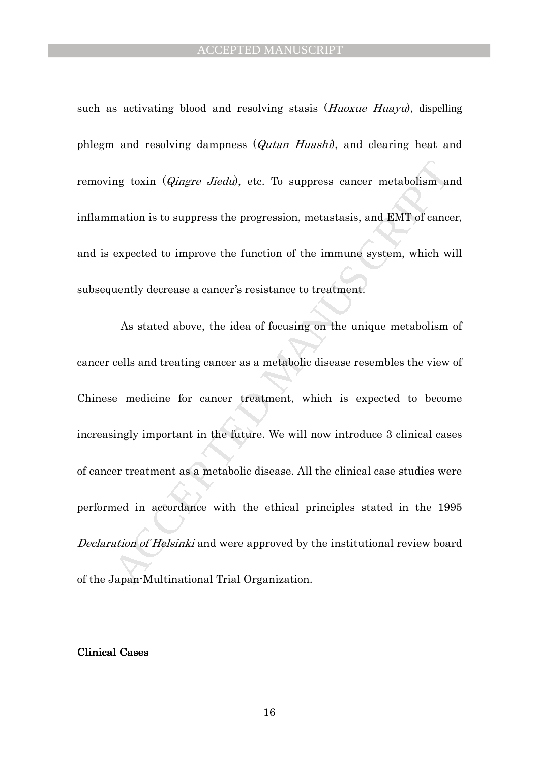such as activating blood and resolving stasis (*Huoxue Huayu*), dispelling phlegm and resolving dampness (*Qutan Huashi*), and clearing heat and removing toxin (*Qingre Jiedu*), etc. To suppress cancer metabolism and inflammation is to suppress the progression, metastasis, and EMT of cancer, and is expected to improve the function of the immune system, which will subsequently decrease a cancer's resistance to treatment.

As stated above, the idea of focusing on the unique metabolism of cancer cells and treating cancer as a metabolic disease resembles the view of Chinese medicine for cancer treatment, which is expected to become increasingly important in the future. We will now introduce 3 clinical cases of cancer treatment as a metabolic disease. All the clinical case studies were performed in accordance with the ethical principles stated in the 1995 *Declaration of Helsinki* and were approved by the institutional review board of the Japan-Multinational Trial Organization.

**Clinical Cases**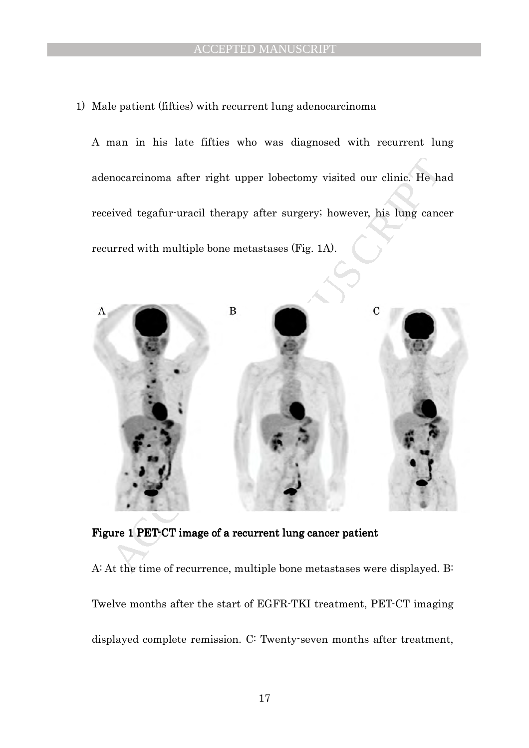1) Male patient (fifties) with recurrent lung adenocarcinoma

A man in his late fifties who was diagnosed with recurrent lung adenocarcinoma after right upper lobectomy visited our clinic. He had received tegafur-uracil therapy after surgery; however, his lung cancer recurred with multiple bone metastases (Fig. 1A).

**Figure 1 PET-CT image of a recurrent lung cancer patient**

A: At the time of recurrence, multiple bone metastases were displayed. B: Twelve months after the start of EGFR-TKI treatment, PET-CT imaging displayed complete remission. C: Twenty-seven months after treatment,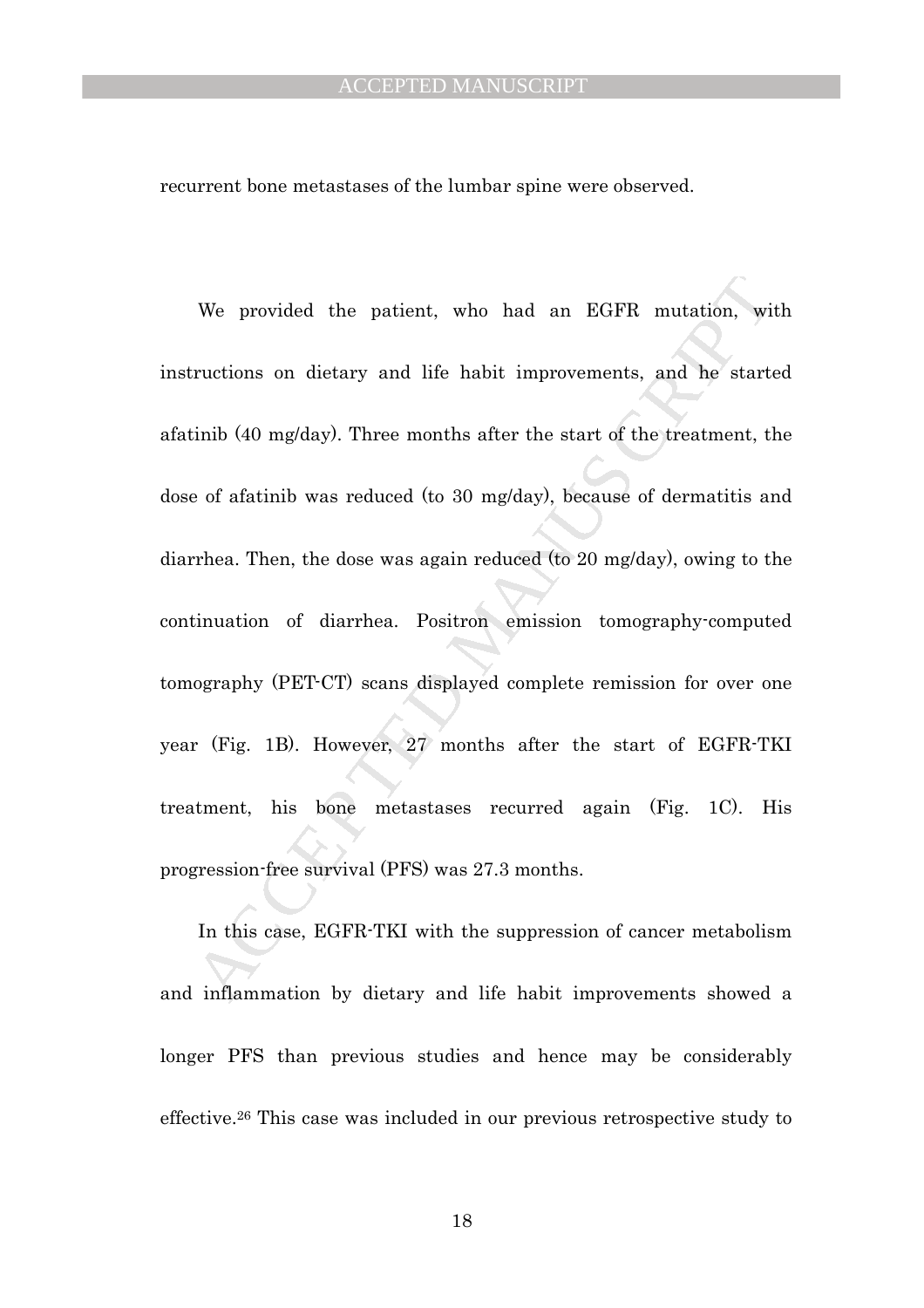recurrent bone metastases of the lumbar spine were observed.

We provided the patient, who had an EGFR mutation, with instructions on dietary and life habit improvements, and he started afatinib (40 mg/day). Three months after the start of the treatment, the dose of afatinib was reduced (to 30 mg/day), because of dermatitis and diarrhea. Then, the dose was again reduced (to 20 mg/day), owing to the continuation of diarrhea. Positron emission tomography-computed tomography (PET-CT) scans displayed complete remission for over one year (Fig. 1B). However, 27 months after the start of EGFR-TKI treatment, his bone metastases recurred again (Fig. 1C). His progression-free survival (PFS) was 27.3 months.

In this case, EGFR-TKI with the suppression of cancer metabolism and inflammation by dietary and life habit improvements showed a longer PFS than previous studies and hence may be considerably effective.[26] This case was included in our previous retrospective study to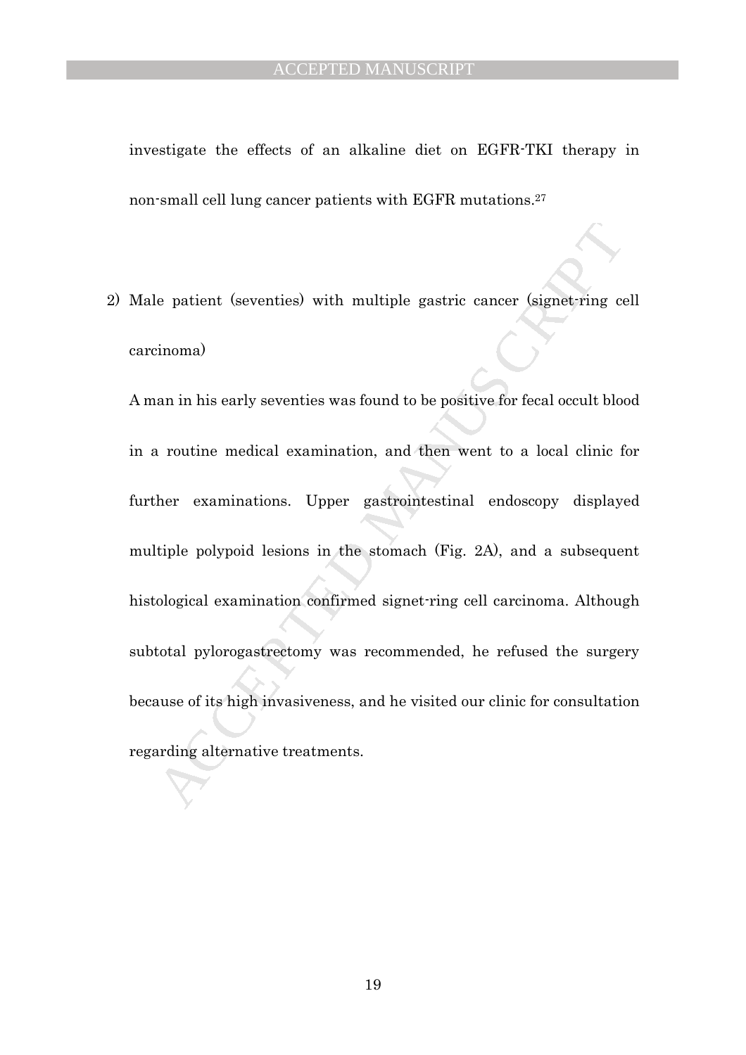investigate the effects of an alkaline diet on EGFR-TKI therapy in non-small cell lung cancer patients with EGFR mutations.[27]

2) Male patient (seventies) with multiple gastric cancer (signet-ring cell carcinoma)

A man in his early seventies was found to be positive for fecal occult blood in a routine medical examination, and then went to a local clinic for further examinations. Upper gastrointestinal endoscopy displayed multiple polypoid lesions in the stomach (Fig. 2A), and a subsequent histological examination confirmed signet-ring cell carcinoma. Although subtotal pylorogastrectomy was recommended, he refused the surgery because of its high invasiveness, and he visited our clinic for consultation regarding alternative treatments.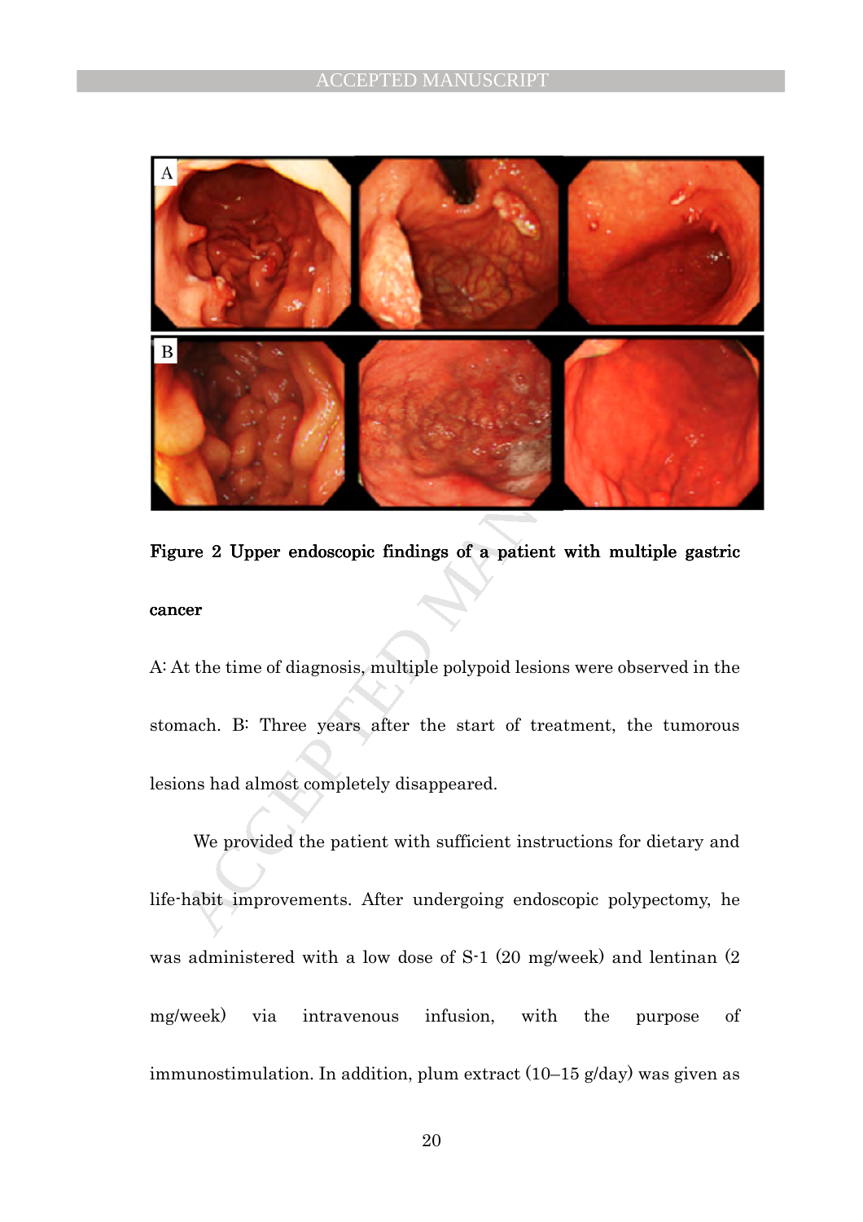**Figure 2 Upper endoscopic findings of a patient with multiple gastric cancer**

A: At the time of diagnosis, multiple polypoid lesions were observed in the stomach. B: Three years after the start of treatment, the tumorous lesions had almost completely disappeared.

We provided the patient with sufficient instructions for dietary and life-habit improvements. After undergoing endoscopic polypectomy, he was administered with a low dose of S-1 (20 mg/week) and lentinan (2 mg/week) via intravenous infusion, with the purpose of immunostimulation. In addition, plum extract (10–15 g/day) was given as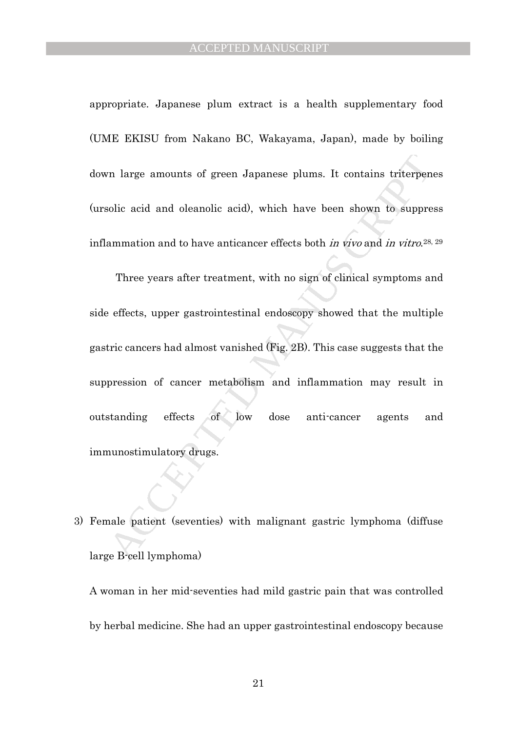appropriate. Japanese plum extract is a health supplementary food (UME EKISU from Nakano BC, Wakayama, Japan), made by boiling down large amounts of green Japanese plums. It contains triterpenes (ursolic acid and oleanolic acid), which have been shown to suppress inflammation and to have anticancer effects both *in vivo* and *in vitro*.[28, 29]

Three years after treatment, with no sign of clinical symptoms and side effects, upper gastrointestinal endoscopy showed that the multiple gastric cancers had almost vanished (Fig. 2B). This case suggests that the suppression of cancer metabolism and inflammation may result in outstanding effects of low dose anti-cancer agents and immunostimulatory drugs.

3) Female patient (seventies) with malignant gastric lymphoma (diffuse large B-cell lymphoma)

A woman in her mid-seventies had mild gastric pain that was controlled by herbal medicine. She had an upper gastrointestinal endoscopy because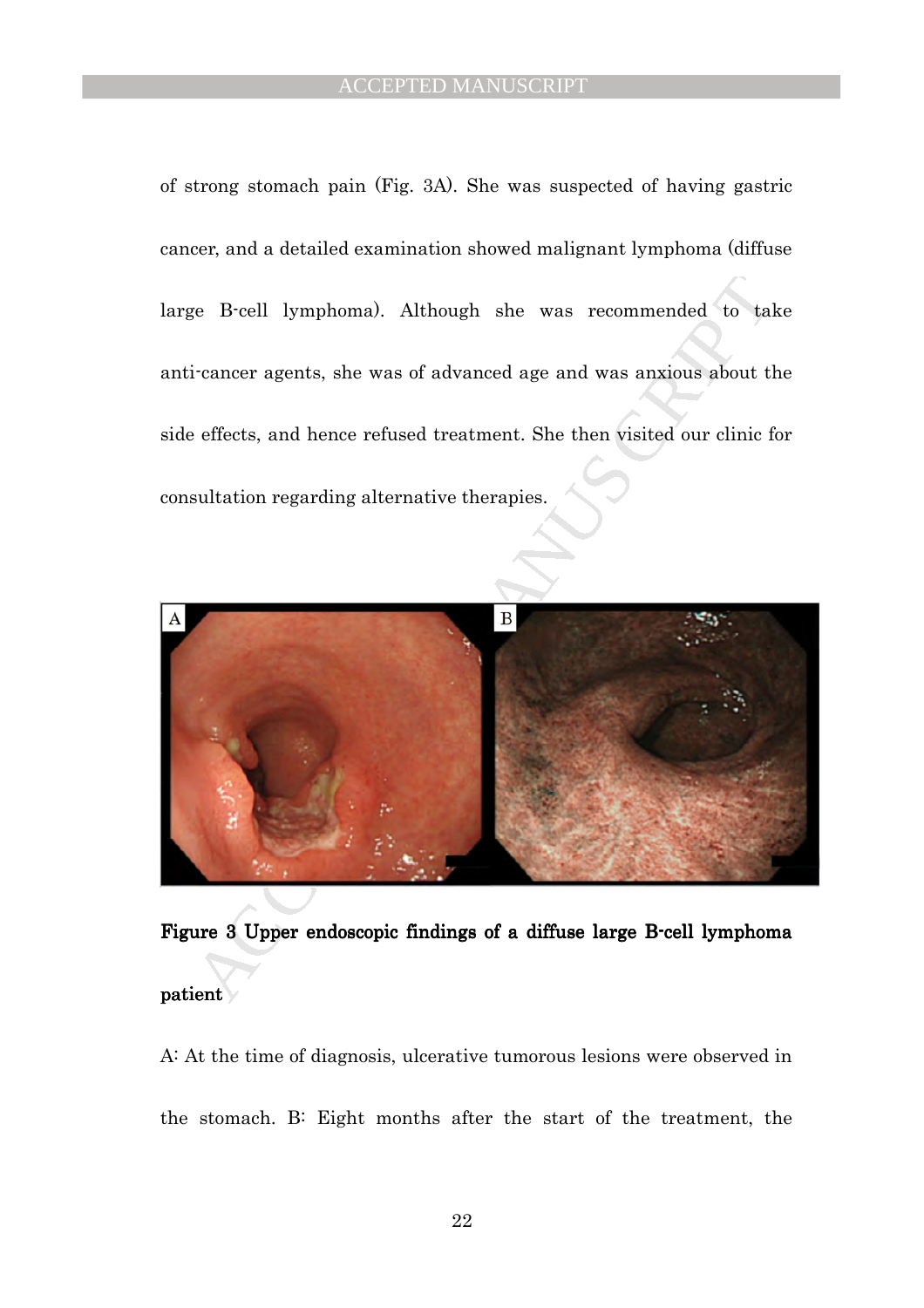of strong stomach pain (Fig. 3A). She was suspected of having gastric cancer, and a detailed examination showed malignant lymphoma (diffuse large B-cell lymphoma). Although she was recommended to take anti-cancer agents, she was of advanced age and was anxious about the side effects, and hence refused treatment. She then visited our clinic for consultation regarding alternative therapies.

**Figure 3 Upper endoscopic findings of a diffuse large B-cell lymphoma patient**

A: At the time of diagnosis, ulcerative tumorous lesions were observed in the stomach. B: Eight months after the start of the treatment, the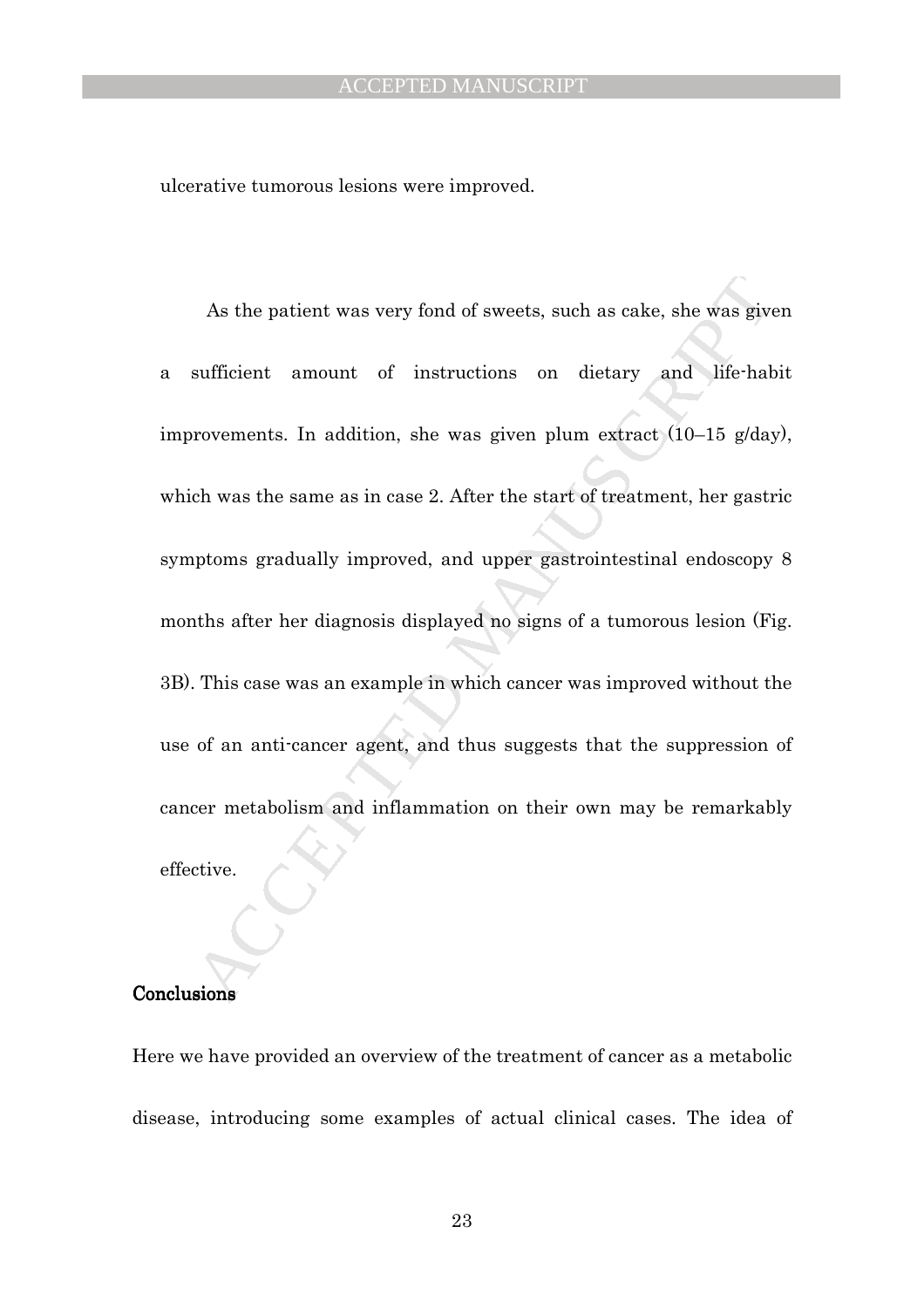ulcerative tumorous lesions were improved.

As the patient was very fond of sweets, such as cake, she was given a sufficient amount of instructions on dietary and life-habit improvements. In addition, she was given plum extract (10–15 g/day), which was the same as in case 2. After the start of treatment, her gastric symptoms gradually improved, and upper gastrointestinal endoscopy 8 months after her diagnosis displayed no signs of a tumorous lesion (Fig. 3B). This case was an example in which cancer was improved without the use of an anti-cancer agent, and thus suggests that the suppression of cancer metabolism and inflammation on their own may be remarkably effective.

## Conclusions

Here we have provided an overview of the treatment of cancer as a metabolic disease, introducing some examples of actual clinical cases. The idea of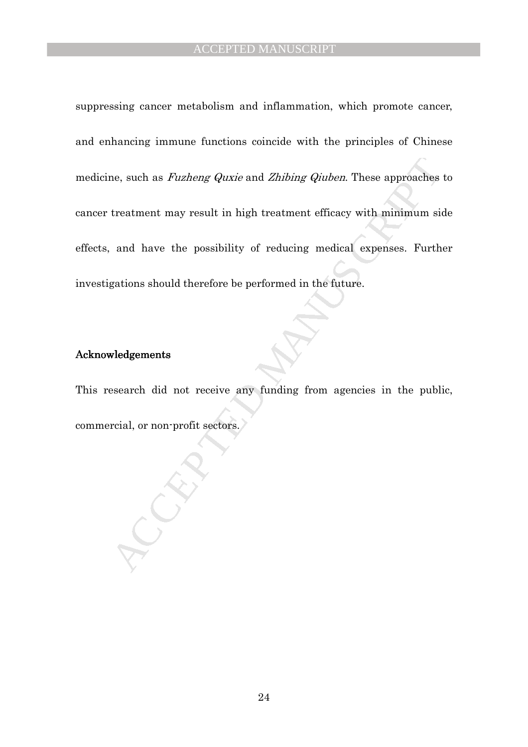suppressing cancer metabolism and inflammation, which promote cancer, and enhancing immune functions coincide with the principles of Chinese medicine, such as *Fuzheng Quxie* and *Zhibing Qiuben*. These approaches to cancer treatment may result in high treatment efficacy with minimum side effects, and have the possibility of reducing medical expenses. Further investigations should therefore be performed in the future.

## Acknowledgements

This research did not receive any funding from agencies in the public, commercial, or non-profit sectors.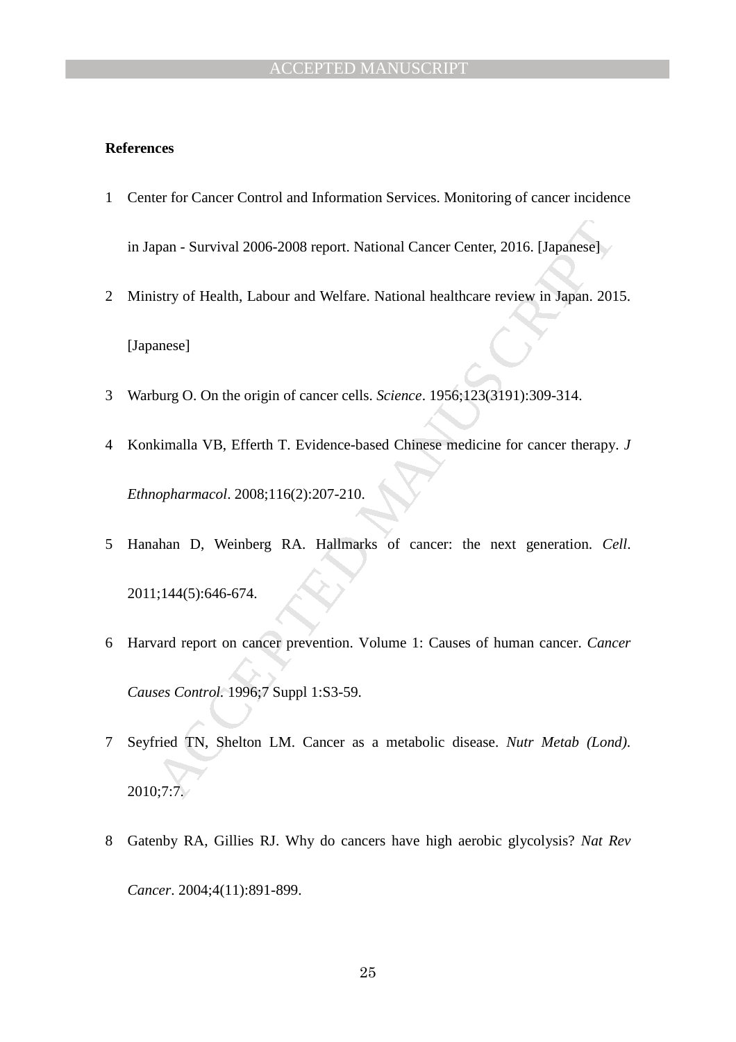**References**

1 Center for Cancer Control and Information Services. Monitoring of cancer incidence in Japan - Survival 2006-2008 report. National Cancer Center, 2016. [Japanese]

2 Ministry of Health, Labour and Welfare. National healthcare review in Japan. 2015. [Japanese]

3 Warburg O. On the origin of cancer cells. *Science*. 1956;123(3191):309-314.

4 Konkimalla VB, Efferth T. Evidence-based Chinese medicine for cancer therapy. *J Ethnopharmacol*. 2008;116(2):207-210.

5 Hanahan D, Weinberg RA. Hallmarks of cancer: the next generation. *Cell*. 2011;144(5):646-674.

6 Harvard report on cancer prevention. Volume 1: Causes of human cancer. *Cancer Causes Control*. 1996;7 Suppl 1:S3-59.

7 Seyfried TN, Shelton LM. Cancer as a metabolic disease. *Nutr Metab (Lond)*. 2010;7:7.

8 Gatenby RA, Gillies RJ. Why do cancers have high aerobic glycolysis? *Nat Rev Cancer*. 2004;4(11):891-899.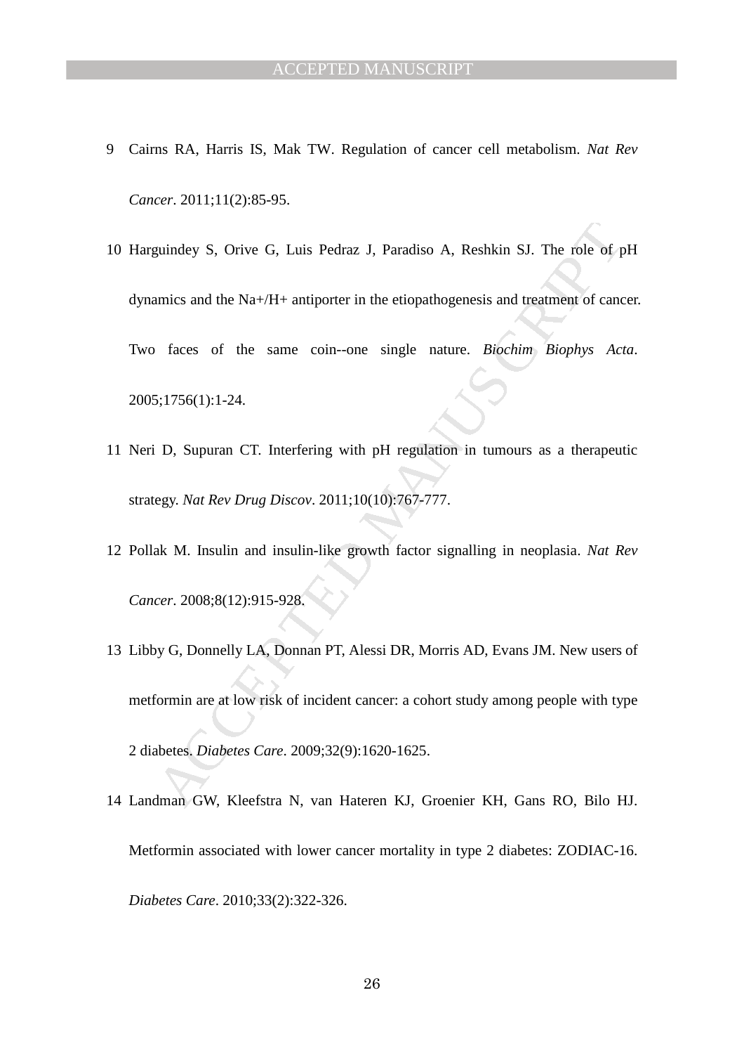9 Cairns RA, Harris IS, Mak TW. Regulation of cancer cell metabolism. *Nat Rev Cancer*. 2011;11(2):85-95.

10 Harguindey S, Orive G, Luis Pedraz J, Paradiso A, Reshkin SJ. The role of pH dynamics and the Na+/H+ antiporter in the etiopathogenesis and treatment of cancer. Two faces of the same coin--one single nature. *Biochim Biophys Acta*. 2005;1756(1):1-24.

11 Neri D, Supuran CT. Interfering with pH regulation in tumours as a therapeutic strategy. *Nat Rev Drug Discov*. 2011;10(10):767-777.

12 Pollak M. Insulin and insulin-like growth factor signalling in neoplasia. *Nat Rev Cancer*. 2008;8(12):915-928.

13 Libby G, Donnelly LA, Donnan PT, Alessi DR, Morris AD, Evans JM. New users of metformin are at low risk of incident cancer: a cohort study among people with type 2 diabetes. *Diabetes Care*. 2009;32(9):1620-1625.

14 Landman GW, Kleefstra N, van Hateren KJ, Groenier KH, Gans RO, Bilo HJ. Metformin associated with lower cancer mortality in type 2 diabetes: ZODIAC-16. *Diabetes Care*. 2010;33(2):322-326.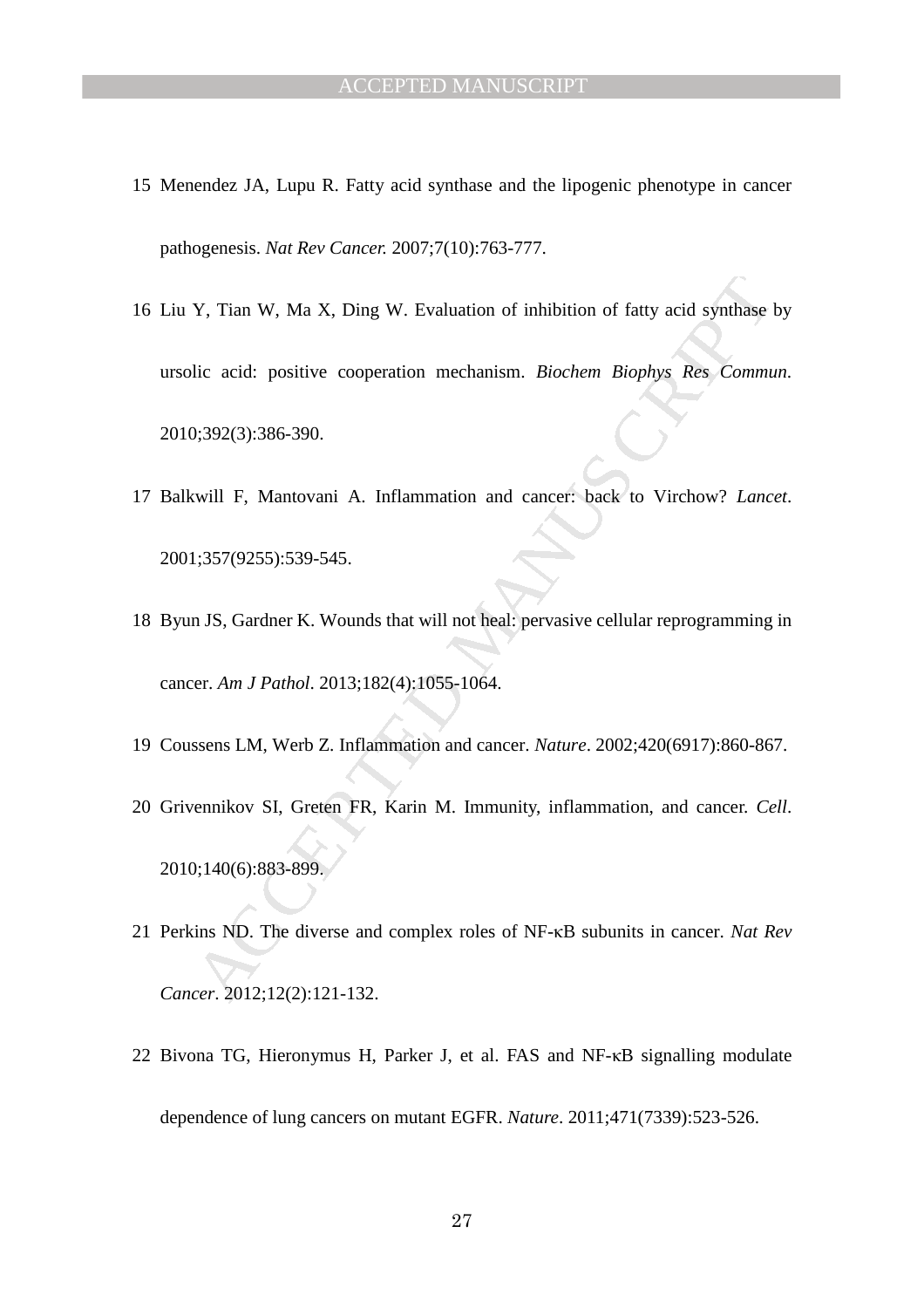15 Menendez JA, Lupu R. Fatty acid synthase and the lipogenic phenotype in cancer pathogenesis. *Nat Rev Cancer.* 2007;7(10):763-777.

16 Liu Y, Tian W, Ma X, Ding W. Evaluation of inhibition of fatty acid synthase by ursolic acid: positive cooperation mechanism. *Biochem Biophys Res Commun*. 2010;392(3):386-390.

17 Balkwill F, Mantovani A. Inflammation and cancer: back to Virchow? *Lancet*. 2001;357(9255):539-545.

18 Byun JS, Gardner K. Wounds that will not heal: pervasive cellular reprogramming in cancer. *Am J Pathol*. 2013;182(4):1055-1064.

19 Coussens LM, Werb Z. Inflammation and cancer. *Nature*. 2002;420(6917):860-867.

20 Grivennikov SI, Greten FR, Karin M. Immunity, inflammation, and cancer. *Cell*. 2010;140(6):883-899.

21 Perkins ND. The diverse and complex roles of NF-κB subunits in cancer. *Nat Rev Cancer*. 2012;12(2):121-132.

22 Bivona TG, Hieronymus H, Parker J, et al. FAS and NF-κB signalling modulate dependence of lung cancers on mutant EGFR. *Nature*. 2011;471(7339):523-526.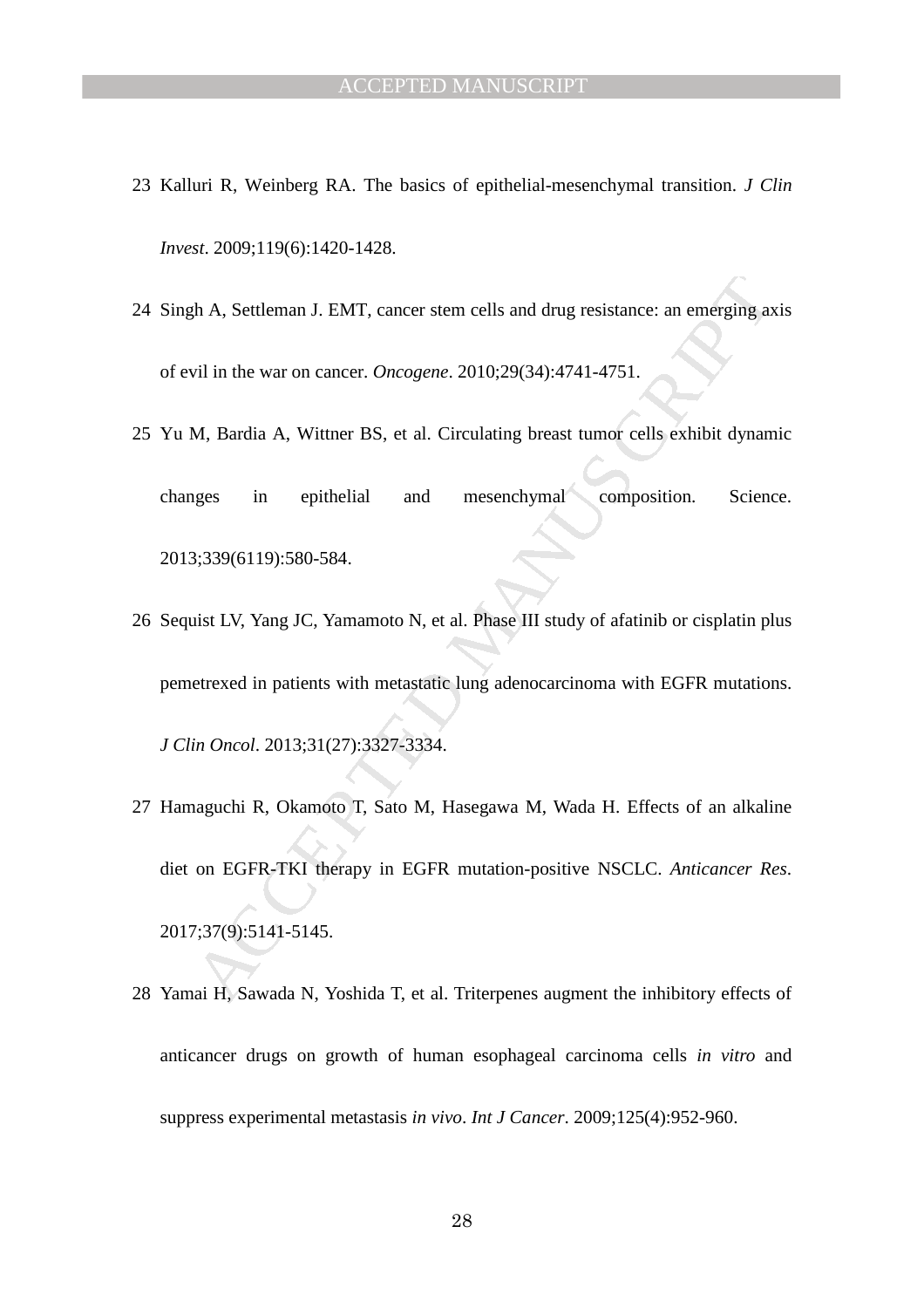23 Kalluri R, Weinberg RA. The basics of epithelial-mesenchymal transition. *J Clin Invest*. 2009;119(6):1420-1428.

24 Singh A, Settleman J. EMT, cancer stem cells and drug resistance: an emerging axis of evil in the war on cancer. *Oncogene*. 2010;29(34):4741-4751.

25 Yu M, Bardia A, Wittner BS, et al. Circulating breast tumor cells exhibit dynamic changes in epithelial and mesenchymal composition. Science. 2013;339(6119):580-584.

26 Sequist LV, Yang JC, Yamamoto N, et al. Phase III study of afatinib or cisplatin plus pemetrexed in patients with metastatic lung adenocarcinoma with EGFR mutations. *J Clin Oncol*. 2013;31(27):3327-3334.

27 Hamaguchi R, Okamoto T, Sato M, Hasegawa M, Wada H. Effects of an alkaline diet on EGFR-TKI therapy in EGFR mutation-positive NSCLC. *Anticancer Res*. 2017;37(9):5141-5145.

28 Yamai H, Sawada N, Yoshida T, et al. Triterpenes augment the inhibitory effects of anticancer drugs on growth of human esophageal carcinoma cells *in vitro* and suppress experimental metastasis *in vivo*. *Int J Cancer*. 2009;125(4):952-960.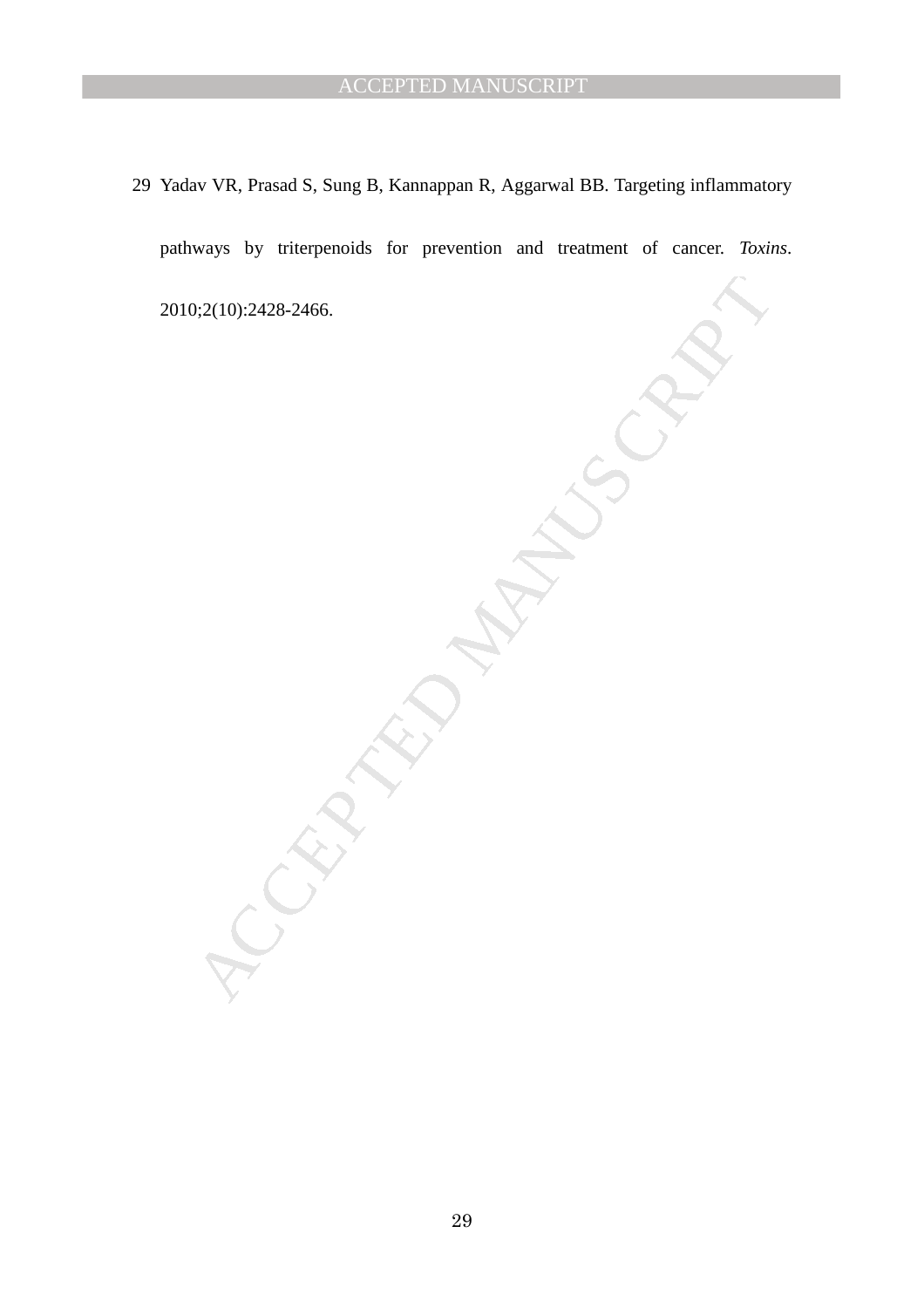29 Yadav VR, Prasad S, Sung B, Kannappan R, Aggarwal BB. Targeting inflammatory pathways by triterpenoids for prevention and treatment of cancer. *Toxins*. 2010;2(10):2428-2466.